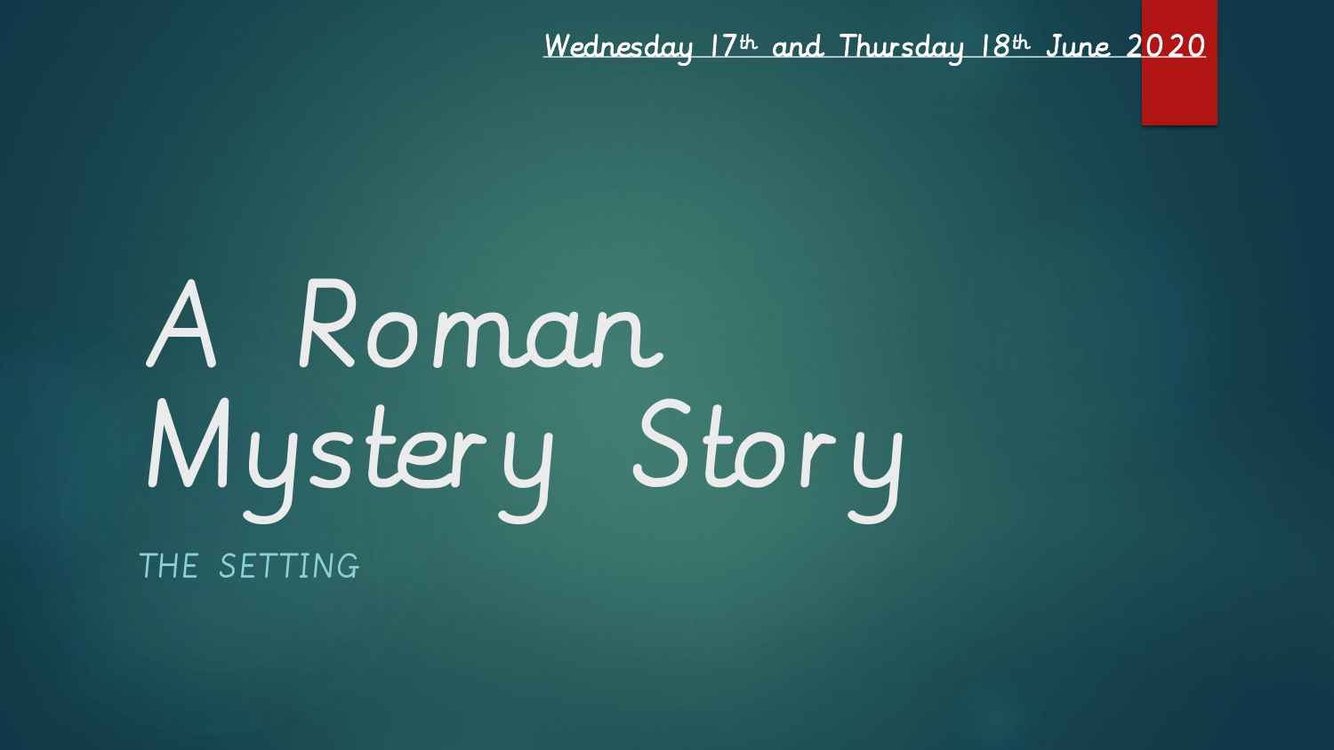<u>Wednesday 17th and Thursday 18th June 2020</u>

# A Roman Mystery Story

THE SETTING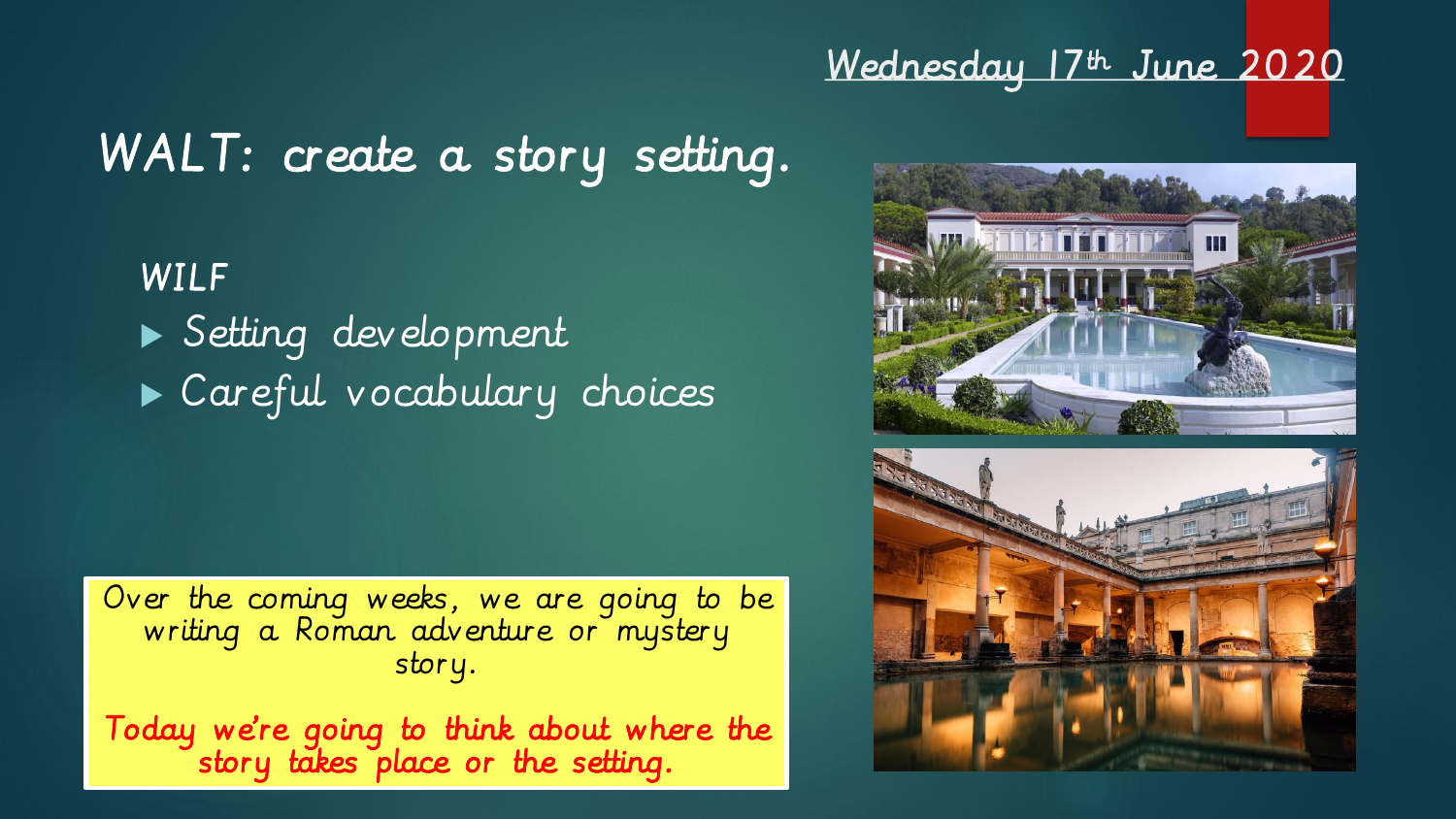Wednesday 17th June 2020

# WALT: create a story setting.

**WILF**

- Setting development
- Careful vocabulary choices

Over the coming weeks, we are going to be writing a Roman adventure or mystery story.

Today we're going to think about where the story takes place or the setting.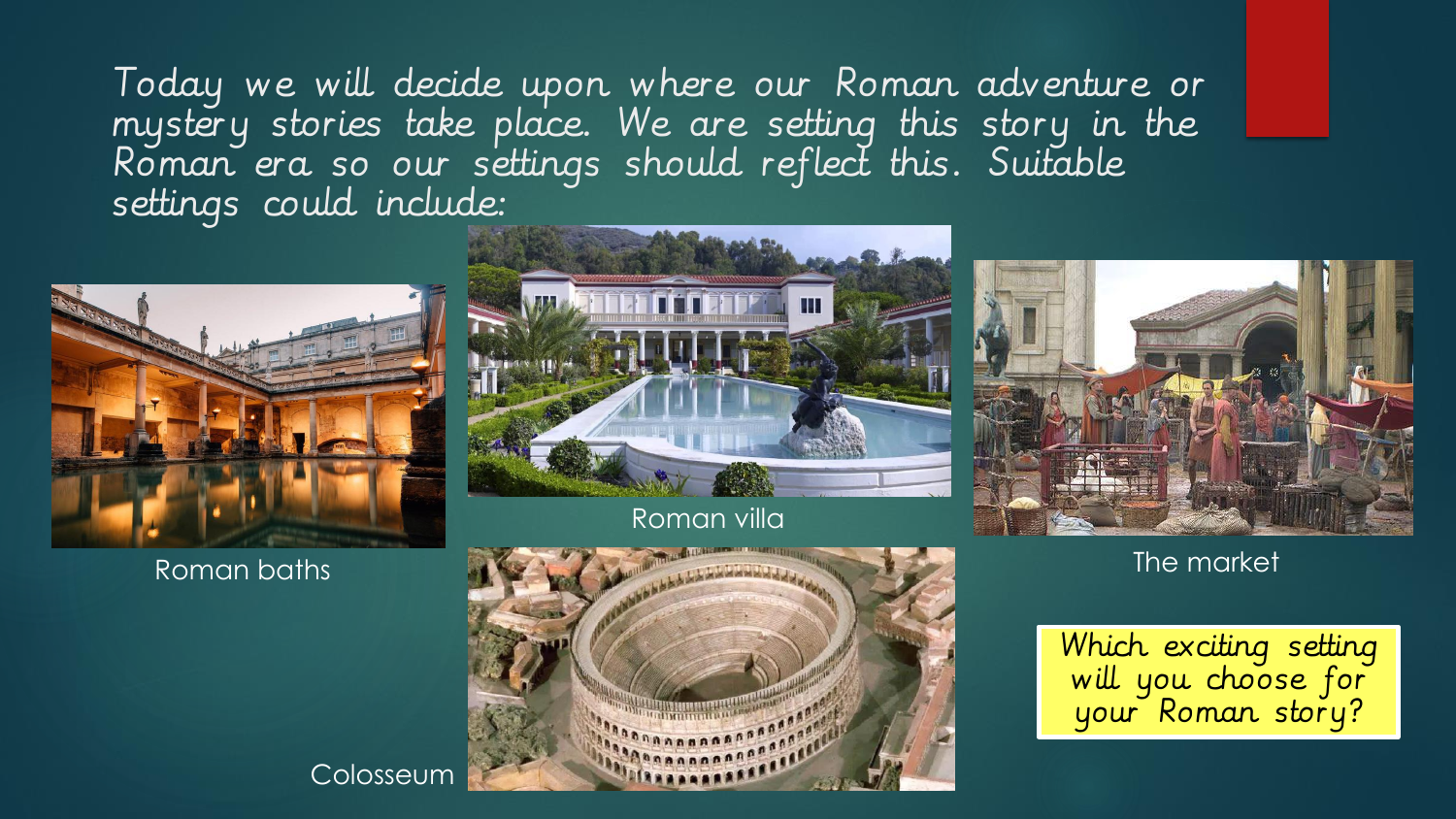Today we will decide upon where our Roman adventure or mystery stories take place. We are setting this story in the Roman era so our settings should reflect this. Suitable settings could include:

Roman baths

Roman villa

The market

Colosseum

Which exciting setting will you choose for your Roman story?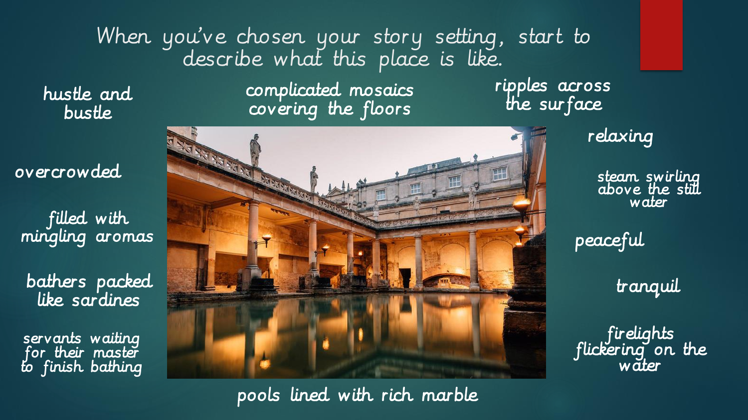# When you've chosen your story setting, start to describe what this place is like.

- hustle and bustle
- complicated mosaics covering the floors
- ripples across the surface
- relaxing
- overcrowded
- steam swirling above the still water
- filled with mingling aromas
- peaceful
- bathers packed like sardines
- tranquil
- servants waiting for their master to finish bathing
- firelights flickering on the water
- pools lined with rich marble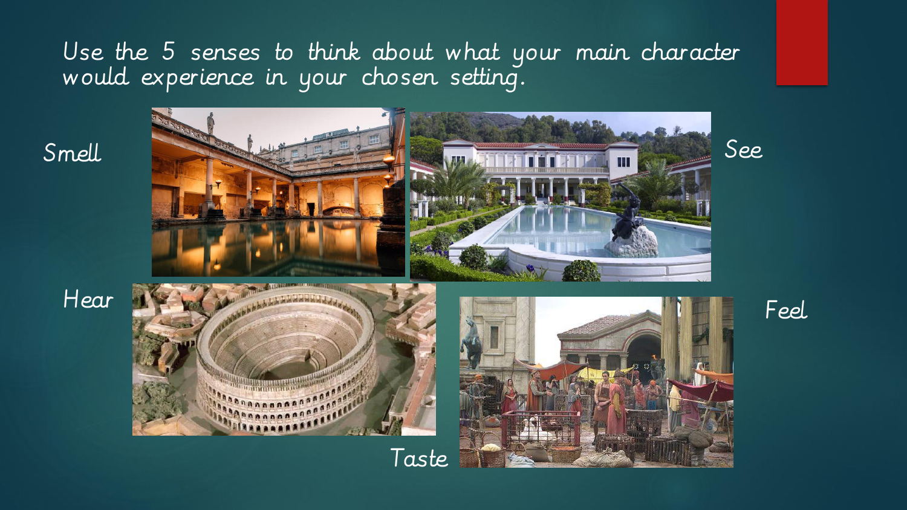Use the 5 senses to think about what your main character would experience in your chosen setting.

Smell

See

Hear

Feel

Taste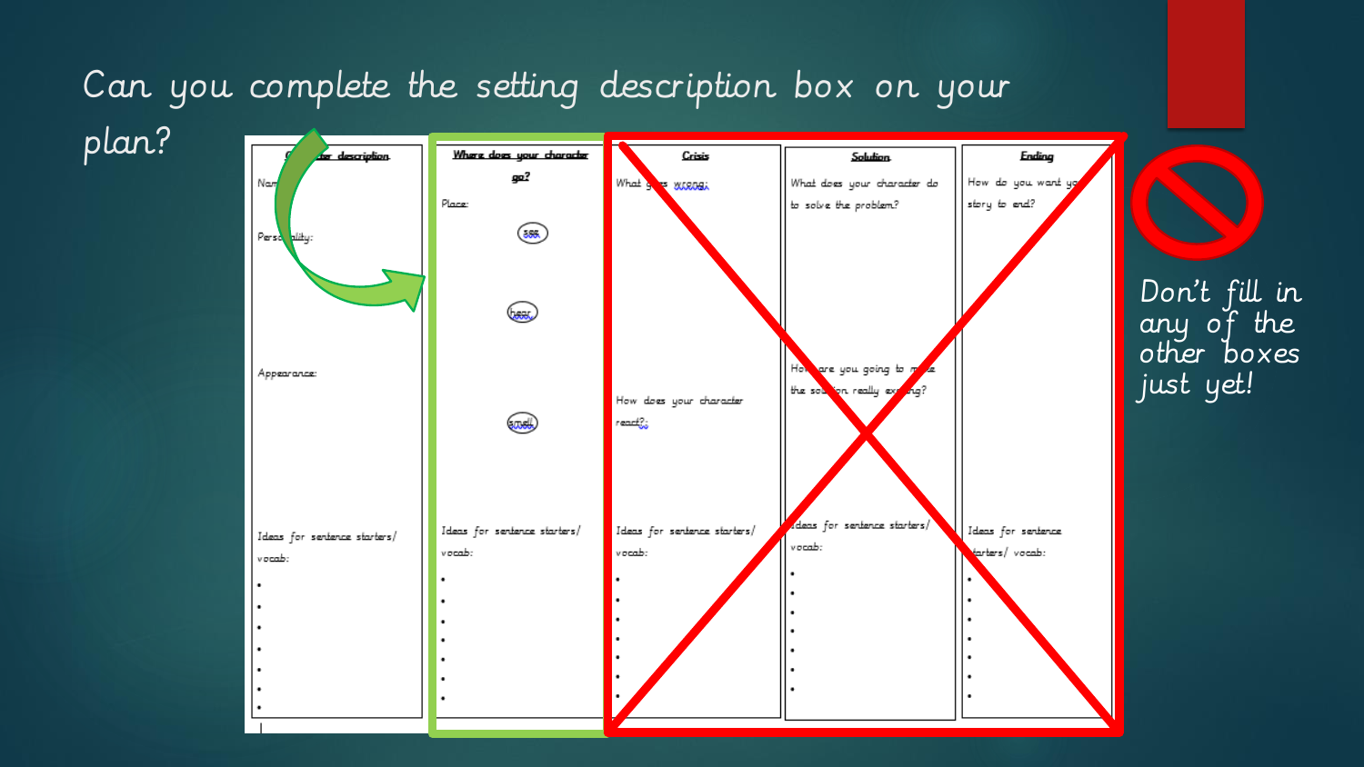Can you complete the setting description box on your plan?

| Character description | Where does your character go? | Crisis | Solution | Ending |
| --- | --- | --- | --- | --- |
| Name: | Place: | What goes wrong: | What does your character do to solve the problem? | How do you want your story to end? |
| Personality: | see | How does your character react?: | How are you going to make the solution really exciting? | |
| Appearance: | hear | | | |
| | smell | | | |
| Ideas for sentence starters/ vocab: | Ideas for sentence starters/ vocab: | Ideas for sentence starters/ vocab: | Ideas for sentence starters/ vocab: | Ideas for sentence starters/ vocab: |

Don't fill in any of the other boxes just yet!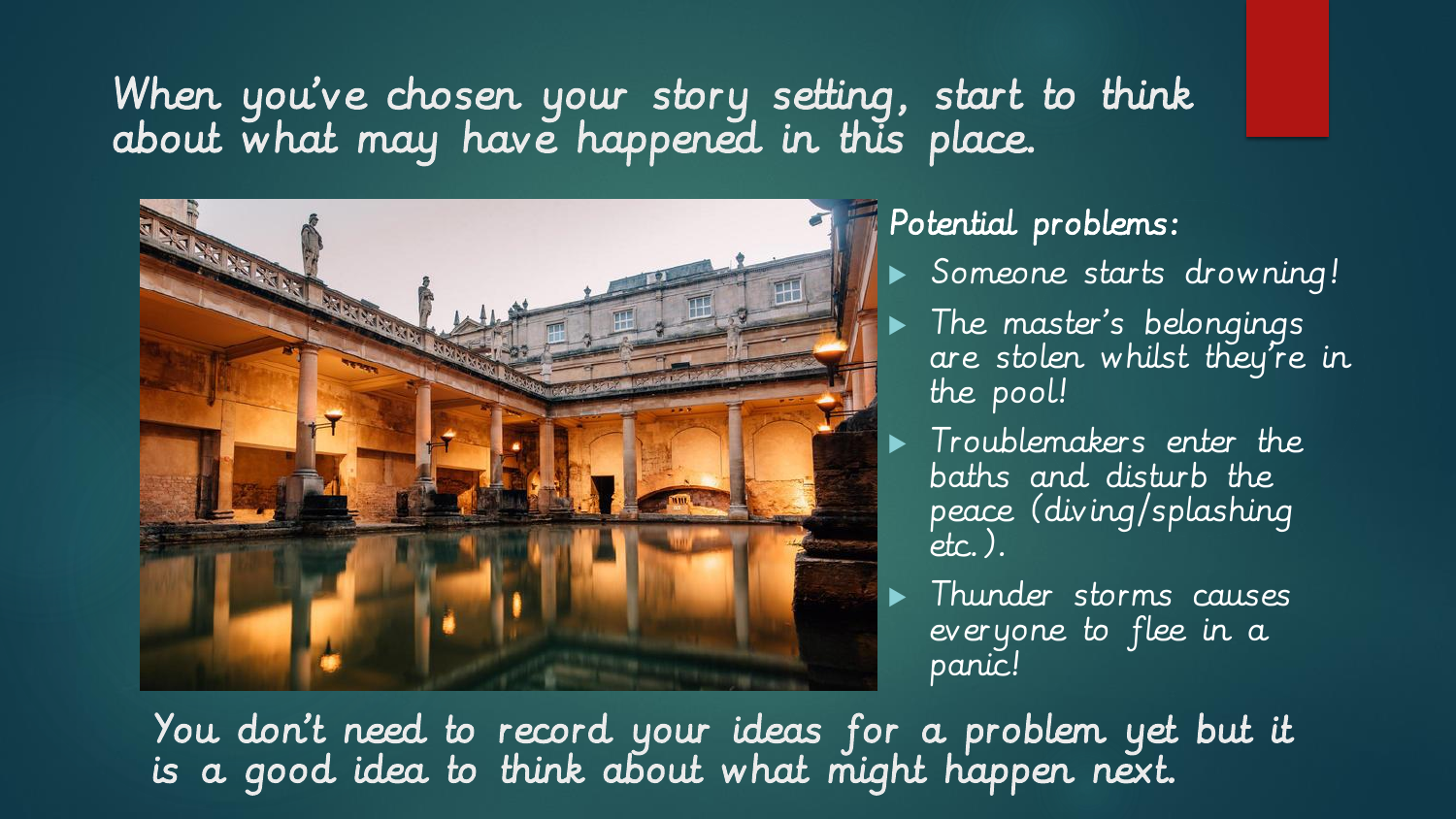When you've chosen your story setting, start to think about what may have happened in this place.

**Potential problems:**

- Someone starts drowning!
- The master's belongings are stolen whilst they're in the pool!
- Troublemakers enter the baths and disturb the peace (diving/splashing etc.).
- Thunder storms causes everyone to flee in a panic!

You don't need to record your ideas for a problem yet but it is a good idea to think about what might happen next.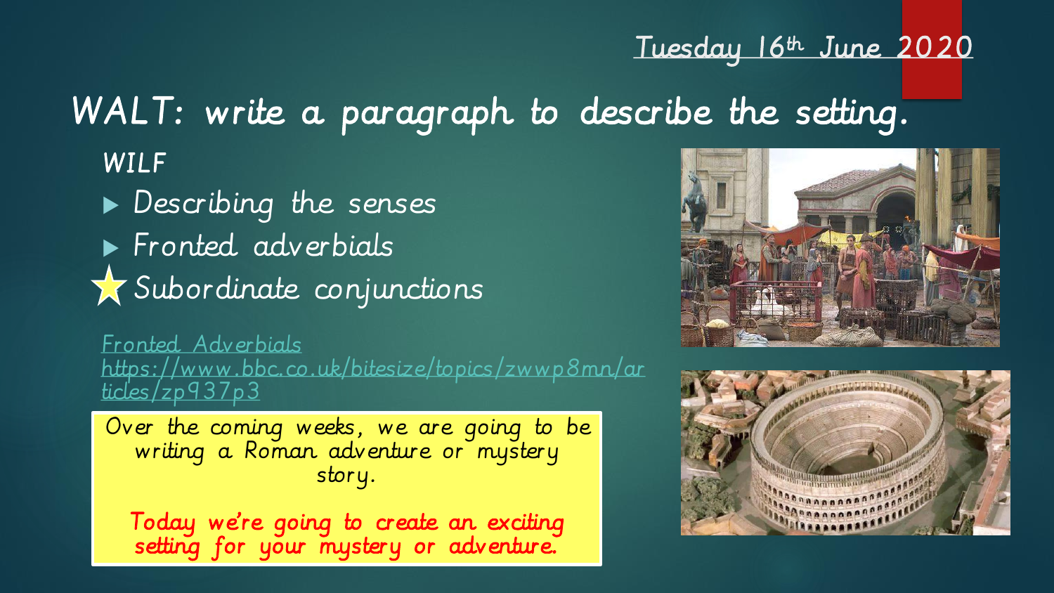Tuesday 16th June 2020

# WALT: write a paragraph to describe the setting.

*WILF*

- Describing the senses
- Fronted adverbials
- ★ Subordinate conjunctions

[Fronted Adverbials](https://www.bbc.co.uk/bitesize/topics/zwwp8mn/articles/zp937p3)
https://www.bbc.co.uk/bitesize/topics/zwwp8mn/articles/zp937p3

Over the coming weeks, we are going to be writing a Roman adventure or mystery story.

Today we're going to create an exciting setting for your mystery or adventure.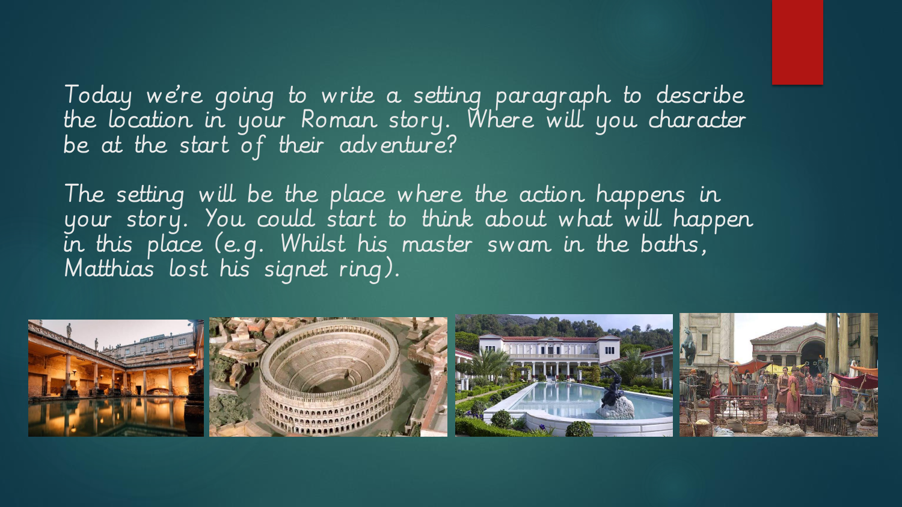Today we're going to write a setting paragraph to describe the location in your Roman story. Where will you character be at the start of their adventure?

The setting will be the place where the action happens in your story. You could start to think about what will happen in this place (e.g. Whilst his master swam in the baths, Matthias lost his signet ring).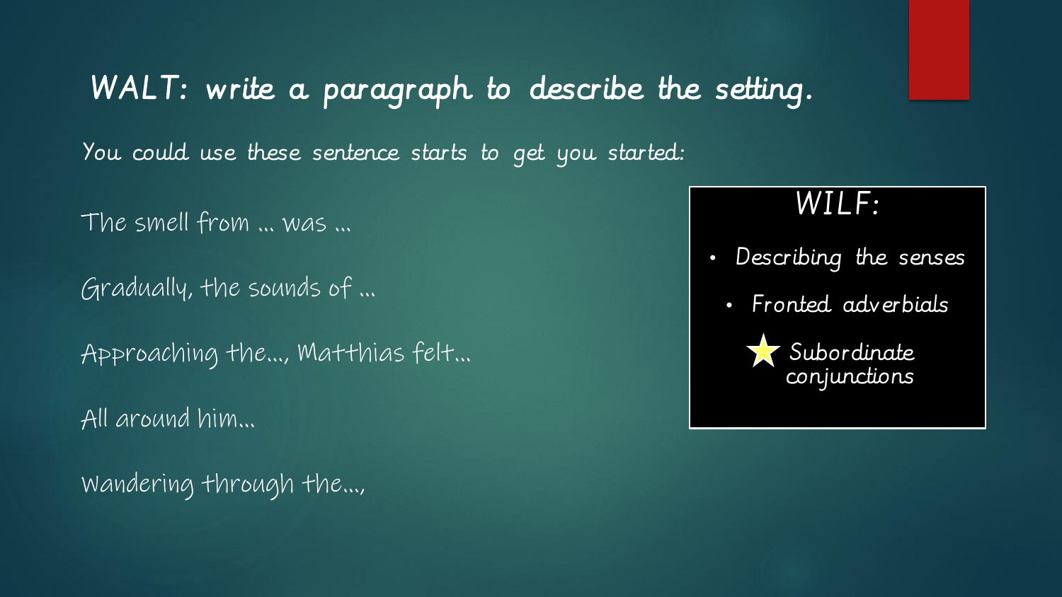## WALT: write a paragraph to describe the setting.

You could use these sentence starts to get you started:

The smell from … was …

Gradually, the sounds of …

Approaching the…, Matthias felt…

All around him…

Wandering through the…,

### WILF:

- Describing the senses
- Fronted adverbials
- ★ Subordinate conjunctions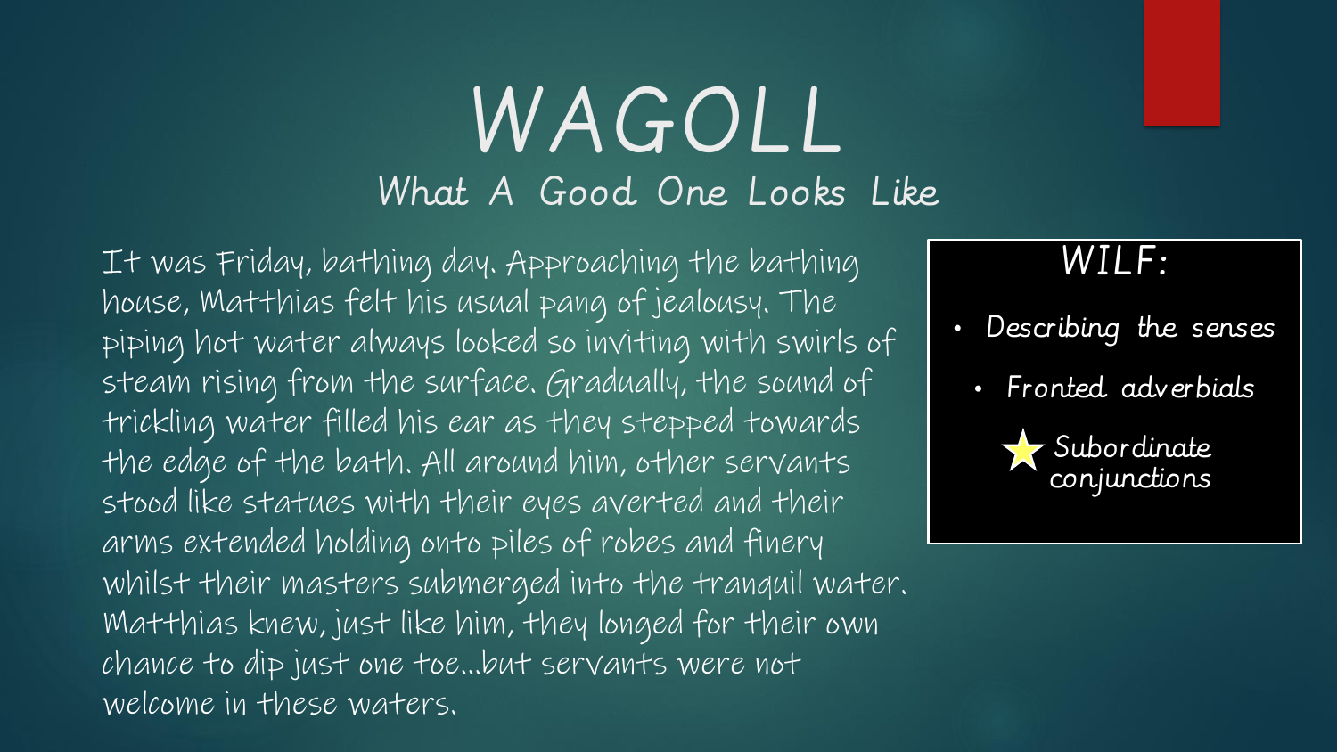# WAGOLL

## What A Good One Looks Like

It was Friday, bathing day. Approaching the bathing house, Matthias felt his usual pang of jealousy. The piping hot water always looked so inviting with swirls of steam rising from the surface. Gradually, the sound of trickling water filled his ear as they stepped towards the edge of the bath. All around him, other servants stood like statues with their eyes averted and their arms extended holding onto piles of robes and finery whilst their masters submerged into the tranquil water. Matthias knew, just like him, they longed for their own chance to dip just one toe…but servants were not welcome in these waters.

### WILF:

- Describing the senses
- Fronted adverbials
- ★ Subordinate conjunctions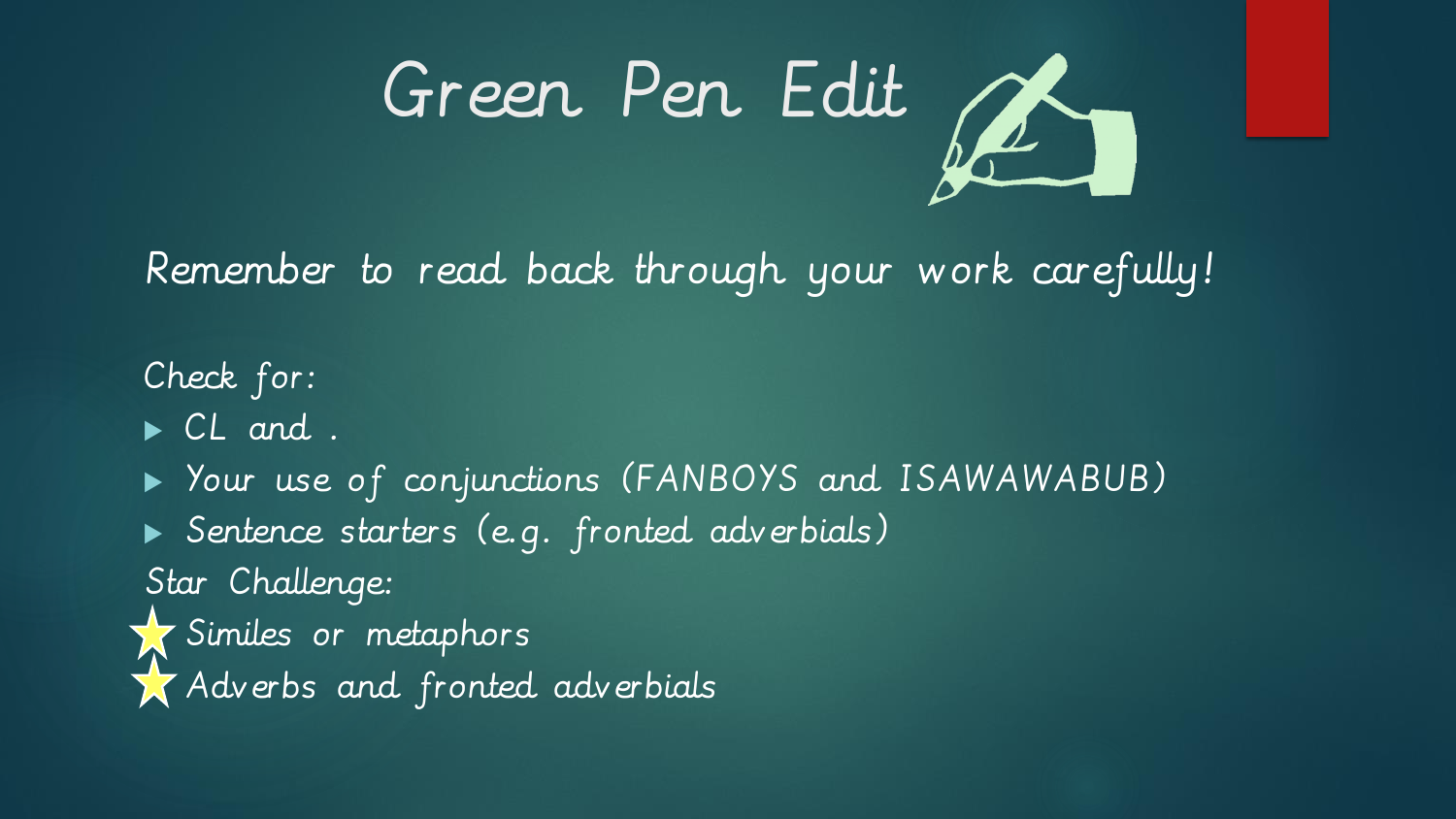# Green Pen Edit

Remember to read back through your work carefully!

Check for:

- CL and .
- Your use of conjunctions (FANBOYS and ISAWAWABUB)
- Sentence starters (e.g. fronted adverbials)

Star Challenge:

- ★ Similes or metaphors
- ★ Adverbs and fronted adverbials